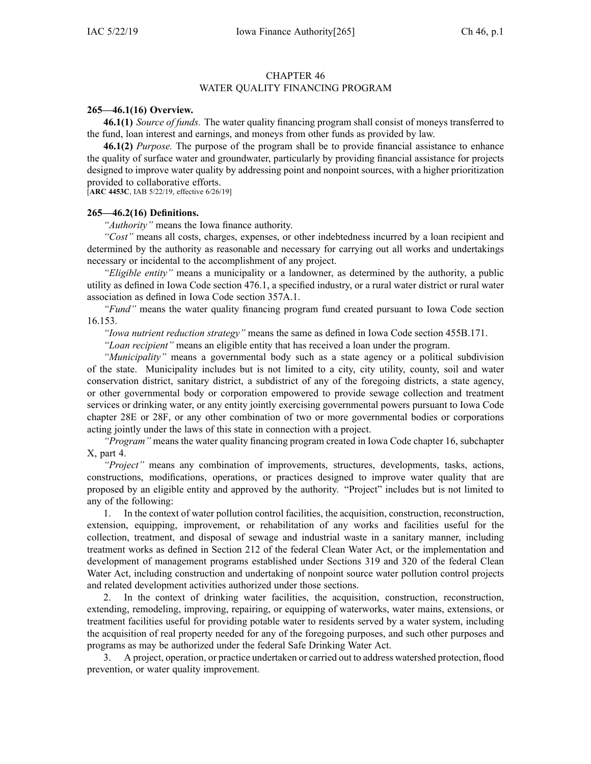# CHAPTER 46
## WATER QUALITY FINANCING PROGRAM

**265—46.1(16) Overview.**

**46.1(1)** *Source of funds.* The water quality financing program shall consist of moneys transferred to the fund, loan interest and earnings, and moneys from other funds as provided by law.

**46.1(2)** *Purpose.* The purpose of the program shall be to provide financial assistance to enhance the quality of surface water and groundwater, particularly by providing financial assistance for projects designed to improve water quality by addressing point and nonpoint sources, with a higher prioritization provided to collaborative efforts.
[**ARC 4453C**, IAB 5/22/19, effective 6/26/19]

**265—46.2(16) Definitions.**

*"Authority"* means the Iowa finance authority.

*"Cost"* means all costs, charges, expenses, or other indebtedness incurred by a loan recipient and determined by the authority as reasonable and necessary for carrying out all works and undertakings necessary or incidental to the accomplishment of any project.

*"Eligible entity"* means a municipality or a landowner, as determined by the authority, a public utility as defined in Iowa Code section 476.1, a specified industry, or a rural water district or rural water association as defined in Iowa Code section 357A.1.

*"Fund"* means the water quality financing program fund created pursuant to Iowa Code section 16.153.

*"Iowa nutrient reduction strategy"* means the same as defined in Iowa Code section 455B.171.

*"Loan recipient"* means an eligible entity that has received a loan under the program.

*"Municipality"* means a governmental body such as a state agency or a political subdivision of the state. Municipality includes but is not limited to a city, city utility, county, soil and water conservation district, sanitary district, a subdistrict of any of the foregoing districts, a state agency, or other governmental body or corporation empowered to provide sewage collection and treatment services or drinking water, or any entity jointly exercising governmental powers pursuant to Iowa Code chapter 28E or 28F, or any other combination of two or more governmental bodies or corporations acting jointly under the laws of this state in connection with a project.

*"Program"* means the water quality financing program created in Iowa Code chapter 16, subchapter X, part 4.

*"Project"* means any combination of improvements, structures, developments, tasks, actions, constructions, modifications, operations, or practices designed to improve water quality that are proposed by an eligible entity and approved by the authority. "Project" includes but is not limited to any of the following:

1. In the context of water pollution control facilities, the acquisition, construction, reconstruction, extension, equipping, improvement, or rehabilitation of any works and facilities useful for the collection, treatment, and disposal of sewage and industrial waste in a sanitary manner, including treatment works as defined in Section 212 of the federal Clean Water Act, or the implementation and development of management programs established under Sections 319 and 320 of the federal Clean Water Act, including construction and undertaking of nonpoint source water pollution control projects and related development activities authorized under those sections.

2. In the context of drinking water facilities, the acquisition, construction, reconstruction, extending, remodeling, improving, repairing, or equipping of waterworks, water mains, extensions, or treatment facilities useful for providing potable water to residents served by a water system, including the acquisition of real property needed for any of the foregoing purposes, and such other purposes and programs as may be authorized under the federal Safe Drinking Water Act.

3. A project, operation, or practice undertaken or carried out to address watershed protection, flood prevention, or water quality improvement.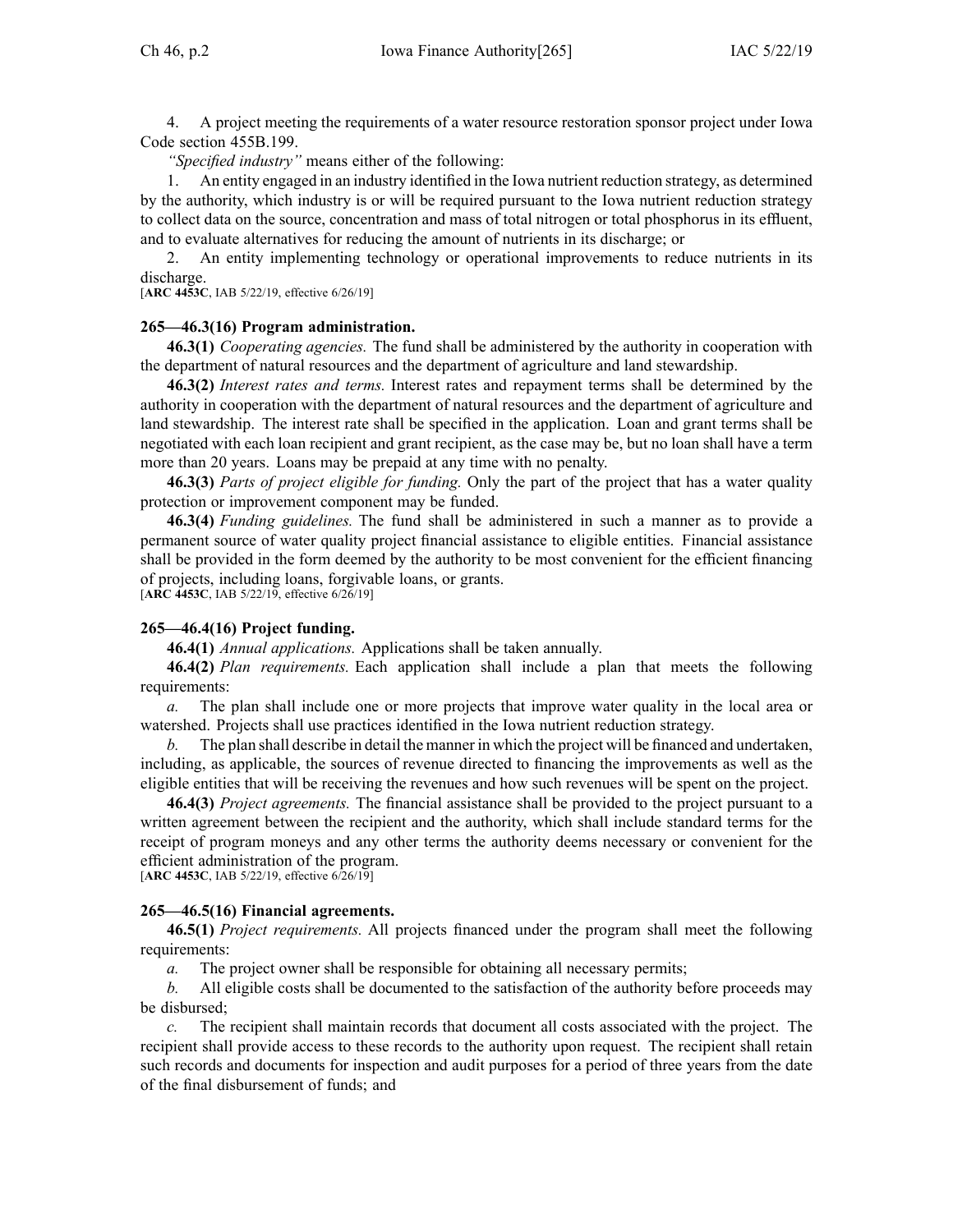4. A project meeting the requirements of a water resource restoration sponsor project under Iowa Code section 455B.199.

*"Specified industry"* means either of the following:

1. An entity engaged in an industry identified in the Iowa nutrient reduction strategy, as determined by the authority, which industry is or will be required pursuant to the Iowa nutrient reduction strategy to collect data on the source, concentration and mass of total nitrogen or total phosphorus in its effluent, and to evaluate alternatives for reducing the amount of nutrients in its discharge; or

2. An entity implementing technology or operational improvements to reduce nutrients in its discharge.

[**ARC 4453C**, IAB 5/22/19, effective 6/26/19]

**265—46.3(16) Program administration.**

**46.3(1)** *Cooperating agencies.* The fund shall be administered by the authority in cooperation with the department of natural resources and the department of agriculture and land stewardship.

**46.3(2)** *Interest rates and terms.* Interest rates and repayment terms shall be determined by the authority in cooperation with the department of natural resources and the department of agriculture and land stewardship. The interest rate shall be specified in the application. Loan and grant terms shall be negotiated with each loan recipient and grant recipient, as the case may be, but no loan shall have a term more than 20 years. Loans may be prepaid at any time with no penalty.

**46.3(3)** *Parts of project eligible for funding.* Only the part of the project that has a water quality protection or improvement component may be funded.

**46.3(4)** *Funding guidelines.* The fund shall be administered in such a manner as to provide a permanent source of water quality project financial assistance to eligible entities. Financial assistance shall be provided in the form deemed by the authority to be most convenient for the efficient financing of projects, including loans, forgivable loans, or grants.

[**ARC 4453C**, IAB 5/22/19, effective 6/26/19]

**265—46.4(16) Project funding.**

**46.4(1)** *Annual applications.* Applications shall be taken annually.

**46.4(2)** *Plan requirements.* Each application shall include a plan that meets the following requirements:

*a.* The plan shall include one or more projects that improve water quality in the local area or watershed. Projects shall use practices identified in the Iowa nutrient reduction strategy.

*b.* The plan shall describe in detail the manner in which the project will be financed and undertaken, including, as applicable, the sources of revenue directed to financing the improvements as well as the eligible entities that will be receiving the revenues and how such revenues will be spent on the project.

**46.4(3)** *Project agreements.* The financial assistance shall be provided to the project pursuant to a written agreement between the recipient and the authority, which shall include standard terms for the receipt of program moneys and any other terms the authority deems necessary or convenient for the efficient administration of the program.

[**ARC 4453C**, IAB 5/22/19, effective 6/26/19]

**265—46.5(16) Financial agreements.**

**46.5(1)** *Project requirements.* All projects financed under the program shall meet the following requirements:

*a.* The project owner shall be responsible for obtaining all necessary permits;

*b.* All eligible costs shall be documented to the satisfaction of the authority before proceeds may be disbursed;

*c.* The recipient shall maintain records that document all costs associated with the project. The recipient shall provide access to these records to the authority upon request. The recipient shall retain such records and documents for inspection and audit purposes for a period of three years from the date of the final disbursement of funds; and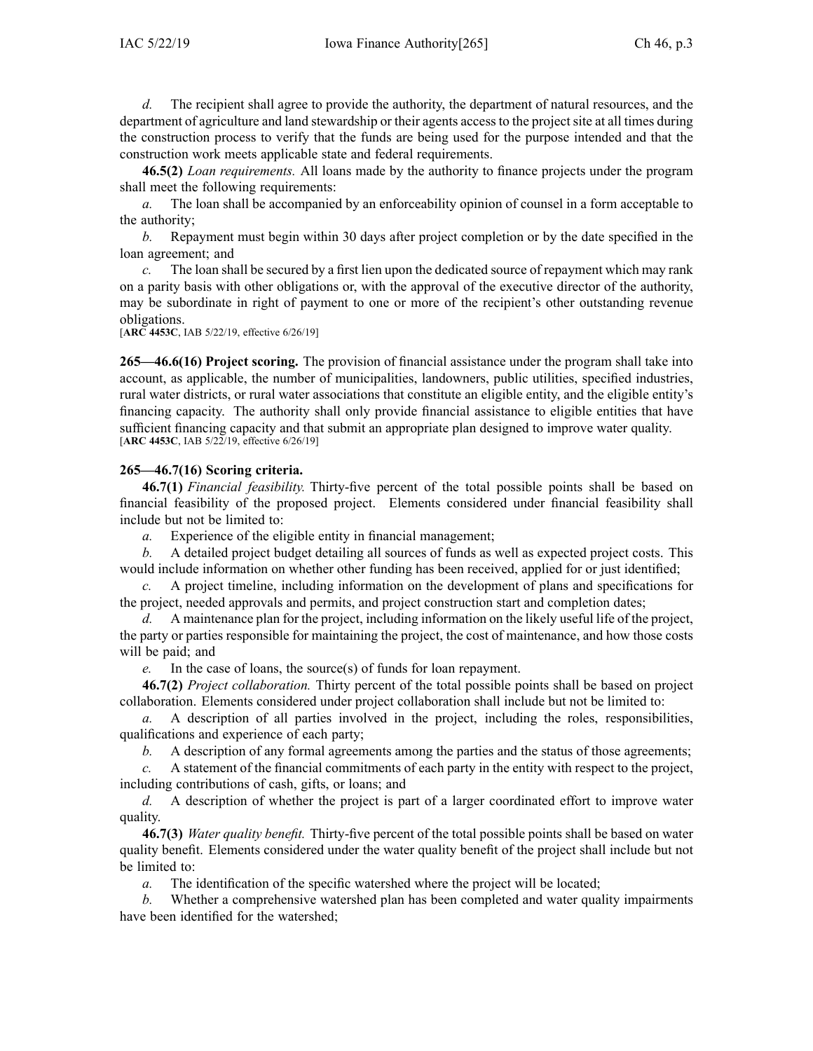*d.* The recipient shall agree to provide the authority, the department of natural resources, and the department of agriculture and land stewardship or their agents access to the project site at all times during the construction process to verify that the funds are being used for the purpose intended and that the construction work meets applicable state and federal requirements.

**46.5(2)** *Loan requirements.* All loans made by the authority to finance projects under the program shall meet the following requirements:

*a.* The loan shall be accompanied by an enforceability opinion of counsel in a form acceptable to the authority;

*b.* Repayment must begin within 30 days after project completion or by the date specified in the loan agreement; and

*c.* The loan shall be secured by a first lien upon the dedicated source of repayment which may rank on a parity basis with other obligations or, with the approval of the executive director of the authority, may be subordinate in right of payment to one or more of the recipient's other outstanding revenue obligations.

[**ARC 4453C**, IAB 5/22/19, effective 6/26/19]

**265—46.6(16) Project scoring.** The provision of financial assistance under the program shall take into account, as applicable, the number of municipalities, landowners, public utilities, specified industries, rural water districts, or rural water associations that constitute an eligible entity, and the eligible entity's financing capacity. The authority shall only provide financial assistance to eligible entities that have sufficient financing capacity and that submit an appropriate plan designed to improve water quality.

[**ARC 4453C**, IAB 5/22/19, effective 6/26/19]

**265—46.7(16) Scoring criteria.**

**46.7(1)** *Financial feasibility.* Thirty-five percent of the total possible points shall be based on financial feasibility of the proposed project. Elements considered under financial feasibility shall include but not be limited to:

*a.* Experience of the eligible entity in financial management;

*b.* A detailed project budget detailing all sources of funds as well as expected project costs. This would include information on whether other funding has been received, applied for or just identified;

*c.* A project timeline, including information on the development of plans and specifications for the project, needed approvals and permits, and project construction start and completion dates;

*d.* A maintenance plan for the project, including information on the likely useful life of the project, the party or parties responsible for maintaining the project, the cost of maintenance, and how those costs will be paid; and

*e.* In the case of loans, the source(s) of funds for loan repayment.

**46.7(2)** *Project collaboration.* Thirty percent of the total possible points shall be based on project collaboration. Elements considered under project collaboration shall include but not be limited to:

*a.* A description of all parties involved in the project, including the roles, responsibilities, qualifications and experience of each party;

*b.* A description of any formal agreements among the parties and the status of those agreements;

*c.* A statement of the financial commitments of each party in the entity with respect to the project, including contributions of cash, gifts, or loans; and

*d.* A description of whether the project is part of a larger coordinated effort to improve water quality.

**46.7(3)** *Water quality benefit.* Thirty-five percent of the total possible points shall be based on water quality benefit. Elements considered under the water quality benefit of the project shall include but not be limited to:

*a.* The identification of the specific watershed where the project will be located;

*b.* Whether a comprehensive watershed plan has been completed and water quality impairments have been identified for the watershed;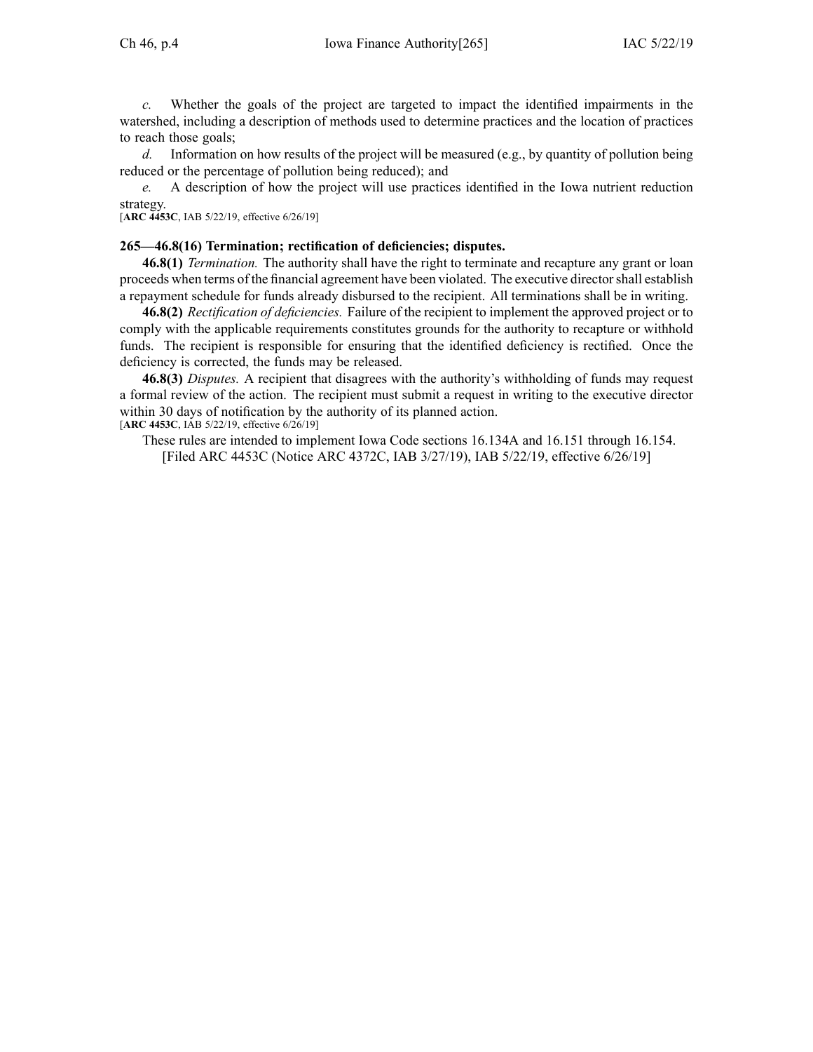*c.* Whether the goals of the project are targeted to impact the identified impairments in the watershed, including a description of methods used to determine practices and the location of practices to reach those goals;

*d.* Information on how results of the project will be measured (e.g., by quantity of pollution being reduced or the percentage of pollution being reduced); and

*e.* A description of how the project will use practices identified in the Iowa nutrient reduction strategy.

[**ARC 4453C**, IAB 5/22/19, effective 6/26/19]

**265—46.8(16) Termination; rectification of deficiencies; disputes.**

**46.8(1)** *Termination.* The authority shall have the right to terminate and recapture any grant or loan proceeds when terms of the financial agreement have been violated. The executive director shall establish a repayment schedule for funds already disbursed to the recipient. All terminations shall be in writing.

**46.8(2)** *Rectification of deficiencies.* Failure of the recipient to implement the approved project or to comply with the applicable requirements constitutes grounds for the authority to recapture or withhold funds. The recipient is responsible for ensuring that the identified deficiency is rectified. Once the deficiency is corrected, the funds may be released.

**46.8(3)** *Disputes.* A recipient that disagrees with the authority's withholding of funds may request a formal review of the action. The recipient must submit a request in writing to the executive director within 30 days of notification by the authority of its planned action.

[**ARC 4453C**, IAB 5/22/19, effective 6/26/19]

These rules are intended to implement Iowa Code sections 16.134A and 16.151 through 16.154.

[Filed ARC 4453C (Notice ARC 4372C, IAB 3/27/19), IAB 5/22/19, effective 6/26/19]